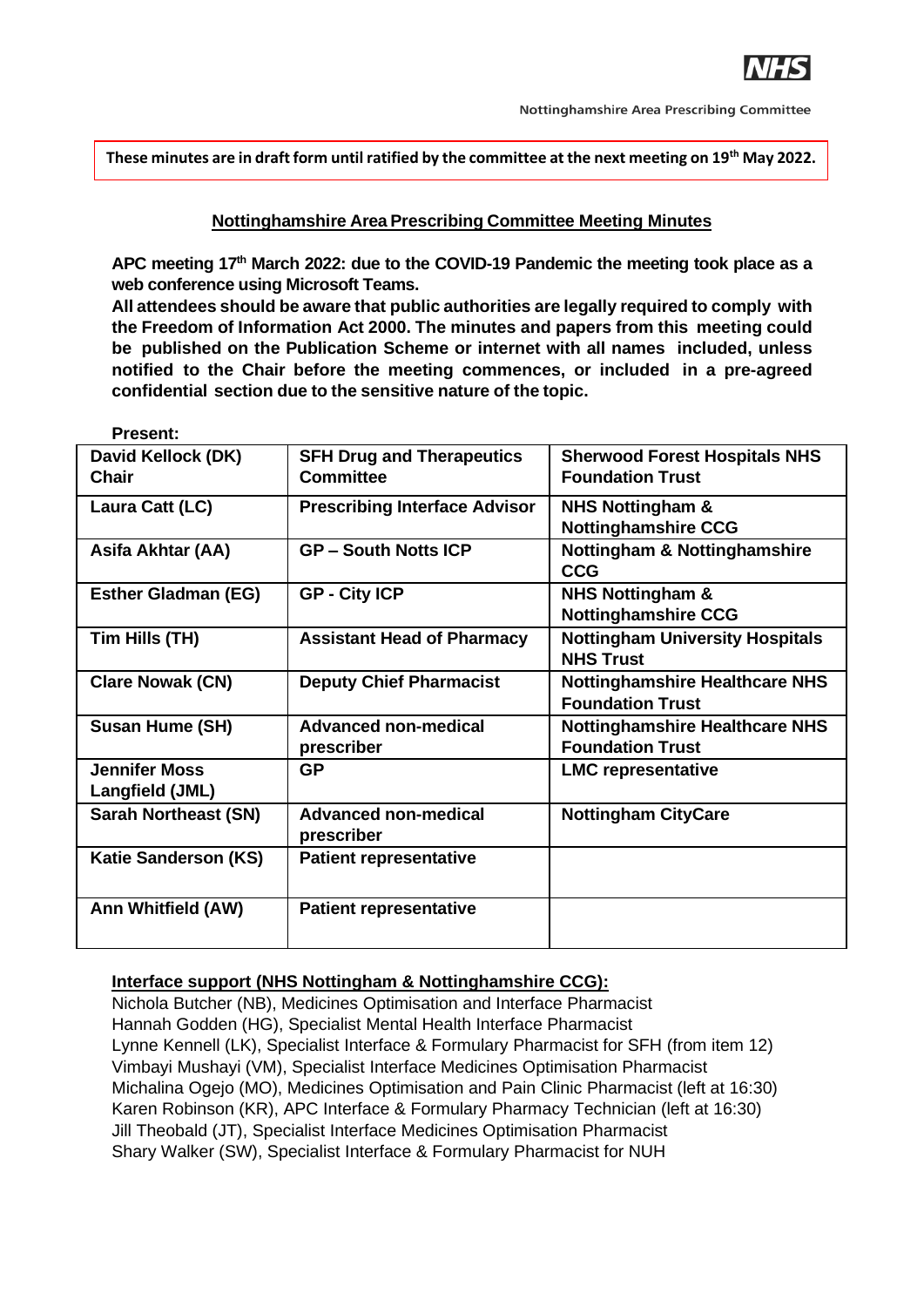Nottinghamshire Area Prescribing Committee

**These minutes are in draft form until ratified by the committee at the next meeting on 19th May 2022.**

## Nottinghamshire Area Prescribing Committee Meeting Minutes

**APC meeting 17th March 2022: due to the COVID-19 Pandemic the meeting took place as a web conference using Microsoft Teams.**

**All attendees should be aware that public authorities are legally required to comply with the Freedom of Information Act 2000. The minutes and papers from this meeting could be published on the Publication Scheme or internet with all names included, unless notified to the Chair before the meeting commences, or included in a pre-agreed confidential section due to the sensitive nature of the topic.**

**Present:**

| | | |
|---|---|---|
| **David Kellock (DK) Chair** | **SFH Drug and Therapeutics Committee** | **Sherwood Forest Hospitals NHS Foundation Trust** |
| **Laura Catt (LC)** | **Prescribing Interface Advisor** | **NHS Nottingham & Nottinghamshire CCG** |
| **Asifa Akhtar (AA)** | **GP – South Notts ICP** | **Nottingham & Nottinghamshire CCG** |
| **Esther Gladman (EG)** | **GP - City ICP** | **NHS Nottingham & Nottinghamshire CCG** |
| **Tim Hills (TH)** | **Assistant Head of Pharmacy** | **Nottingham University Hospitals NHS Trust** |
| **Clare Nowak (CN)** | **Deputy Chief Pharmacist** | **Nottinghamshire Healthcare NHS Foundation Trust** |
| **Susan Hume (SH)** | **Advanced non-medical prescriber** | **Nottinghamshire Healthcare NHS Foundation Trust** |
| **Jennifer Moss Langfield (JML)** | **GP** | **LMC representative** |
| **Sarah Northeast (SN)** | **Advanced non-medical prescriber** | **Nottingham CityCare** |
| **Katie Sanderson (KS)** | **Patient representative** | |
| **Ann Whitfield (AW)** | **Patient representative** | |

**Interface support (NHS Nottingham & Nottinghamshire CCG):**

Nichola Butcher (NB), Medicines Optimisation and Interface Pharmacist
Hannah Godden (HG), Specialist Mental Health Interface Pharmacist
Lynne Kennell (LK), Specialist Interface & Formulary Pharmacist for SFH (from item 12)
Vimbayi Mushayi (VM), Specialist Interface Medicines Optimisation Pharmacist
Michalina Ogejo (MO), Medicines Optimisation and Pain Clinic Pharmacist (left at 16:30)
Karen Robinson (KR), APC Interface & Formulary Pharmacy Technician (left at 16:30)
Jill Theobald (JT), Specialist Interface Medicines Optimisation Pharmacist
Shary Walker (SW), Specialist Interface & Formulary Pharmacist for NUH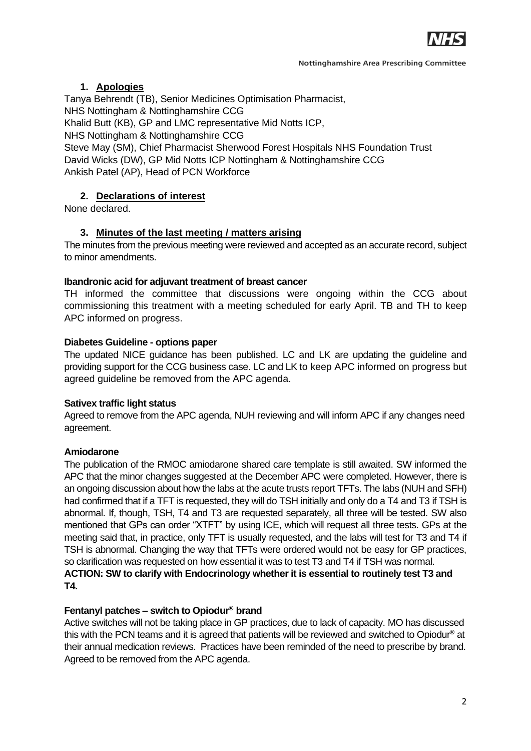## 1. Apologies

Tanya Behrendt (TB), Senior Medicines Optimisation Pharmacist,
NHS Nottingham & Nottinghamshire CCG
Khalid Butt (KB), GP and LMC representative Mid Notts ICP,
NHS Nottingham & Nottinghamshire CCG
Steve May (SM), Chief Pharmacist Sherwood Forest Hospitals NHS Foundation Trust
David Wicks (DW), GP Mid Notts ICP Nottingham & Nottinghamshire CCG
Ankish Patel (AP), Head of PCN Workforce

## 2. Declarations of interest

None declared.

## 3. Minutes of the last meeting / matters arising

The minutes from the previous meeting were reviewed and accepted as an accurate record, subject to minor amendments.

**Ibandronic acid for adjuvant treatment of breast cancer**

TH informed the committee that discussions were ongoing within the CCG about commissioning this treatment with a meeting scheduled for early April. TB and TH to keep APC informed on progress.

**Diabetes Guideline - options paper**

The updated NICE guidance has been published. LC and LK are updating the guideline and providing support for the CCG business case. LC and LK to keep APC informed on progress but agreed guideline be removed from the APC agenda.

**Sativex traffic light status**

Agreed to remove from the APC agenda, NUH reviewing and will inform APC if any changes need agreement.

**Amiodarone**

The publication of the RMOC amiodarone shared care template is still awaited. SW informed the APC that the minor changes suggested at the December APC were completed. However, there is an ongoing discussion about how the labs at the acute trusts report TFTs. The labs (NUH and SFH) had confirmed that if a TFT is requested, they will do TSH initially and only do a T4 and T3 if TSH is abnormal. If, though, TSH, T4 and T3 are requested separately, all three will be tested. SW also mentioned that GPs can order "XTFT" by using ICE, which will request all three tests. GPs at the meeting said that, in practice, only TFT is usually requested, and the labs will test for T3 and T4 if TSH is abnormal. Changing the way that TFTs were ordered would not be easy for GP practices, so clarification was requested on how essential it was to test T3 and T4 if TSH was normal.
**ACTION: SW to clarify with Endocrinology whether it is essential to routinely test T3 and T4.**

**Fentanyl patches – switch to Opiodur® brand**

Active switches will not be taking place in GP practices, due to lack of capacity. MO has discussed this with the PCN teams and it is agreed that patients will be reviewed and switched to Opiodur® at their annual medication reviews. Practices have been reminded of the need to prescribe by brand. Agreed to be removed from the APC agenda.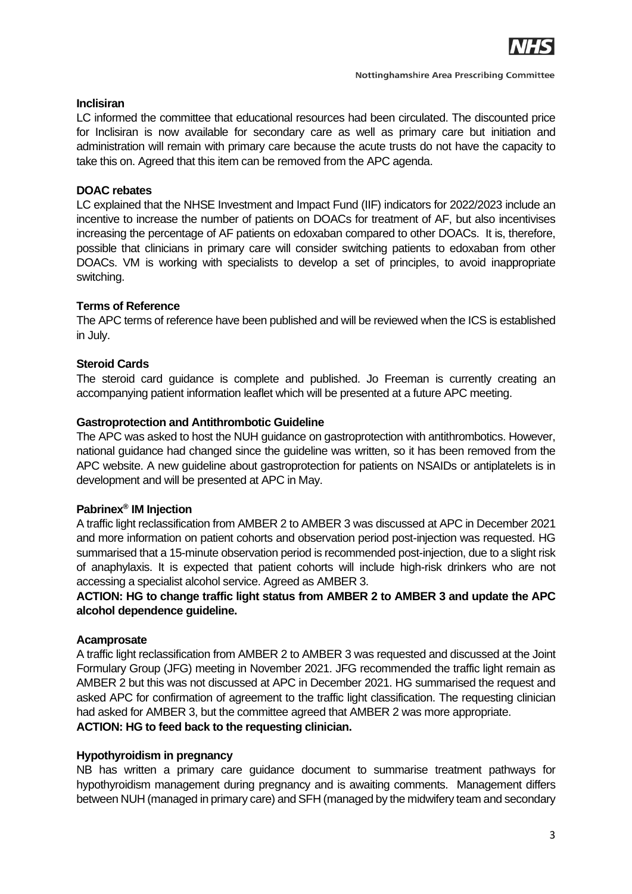**Inclisiran**

LC informed the committee that educational resources had been circulated. The discounted price for Inclisiran is now available for secondary care as well as primary care but initiation and administration will remain with primary care because the acute trusts do not have the capacity to take this on. Agreed that this item can be removed from the APC agenda.

**DOAC rebates**

LC explained that the NHSE Investment and Impact Fund (IIF) indicators for 2022/2023 include an incentive to increase the number of patients on DOACs for treatment of AF, but also incentivises increasing the percentage of AF patients on edoxaban compared to other DOACs. It is, therefore, possible that clinicians in primary care will consider switching patients to edoxaban from other DOACs. VM is working with specialists to develop a set of principles, to avoid inappropriate switching.

**Terms of Reference**

The APC terms of reference have been published and will be reviewed when the ICS is established in July.

**Steroid Cards**

The steroid card guidance is complete and published. Jo Freeman is currently creating an accompanying patient information leaflet which will be presented at a future APC meeting.

**Gastroprotection and Antithrombotic Guideline**

The APC was asked to host the NUH guidance on gastroprotection with antithrombotics. However, national guidance had changed since the guideline was written, so it has been removed from the APC website. A new guideline about gastroprotection for patients on NSAIDs or antiplatelets is in development and will be presented at APC in May.

**Pabrinex® IM Injection**

A traffic light reclassification from AMBER 2 to AMBER 3 was discussed at APC in December 2021 and more information on patient cohorts and observation period post-injection was requested. HG summarised that a 15-minute observation period is recommended post-injection, due to a slight risk of anaphylaxis. It is expected that patient cohorts will include high-risk drinkers who are not accessing a specialist alcohol service. Agreed as AMBER 3.

**ACTION: HG to change traffic light status from AMBER 2 to AMBER 3 and update the APC alcohol dependence guideline.**

**Acamprosate**

A traffic light reclassification from AMBER 2 to AMBER 3 was requested and discussed at the Joint Formulary Group (JFG) meeting in November 2021. JFG recommended the traffic light remain as AMBER 2 but this was not discussed at APC in December 2021. HG summarised the request and asked APC for confirmation of agreement to the traffic light classification. The requesting clinician had asked for AMBER 3, but the committee agreed that AMBER 2 was more appropriate.

**ACTION: HG to feed back to the requesting clinician.**

**Hypothyroidism in pregnancy**

NB has written a primary care guidance document to summarise treatment pathways for hypothyroidism management during pregnancy and is awaiting comments. Management differs between NUH (managed in primary care) and SFH (managed by the midwifery team and secondary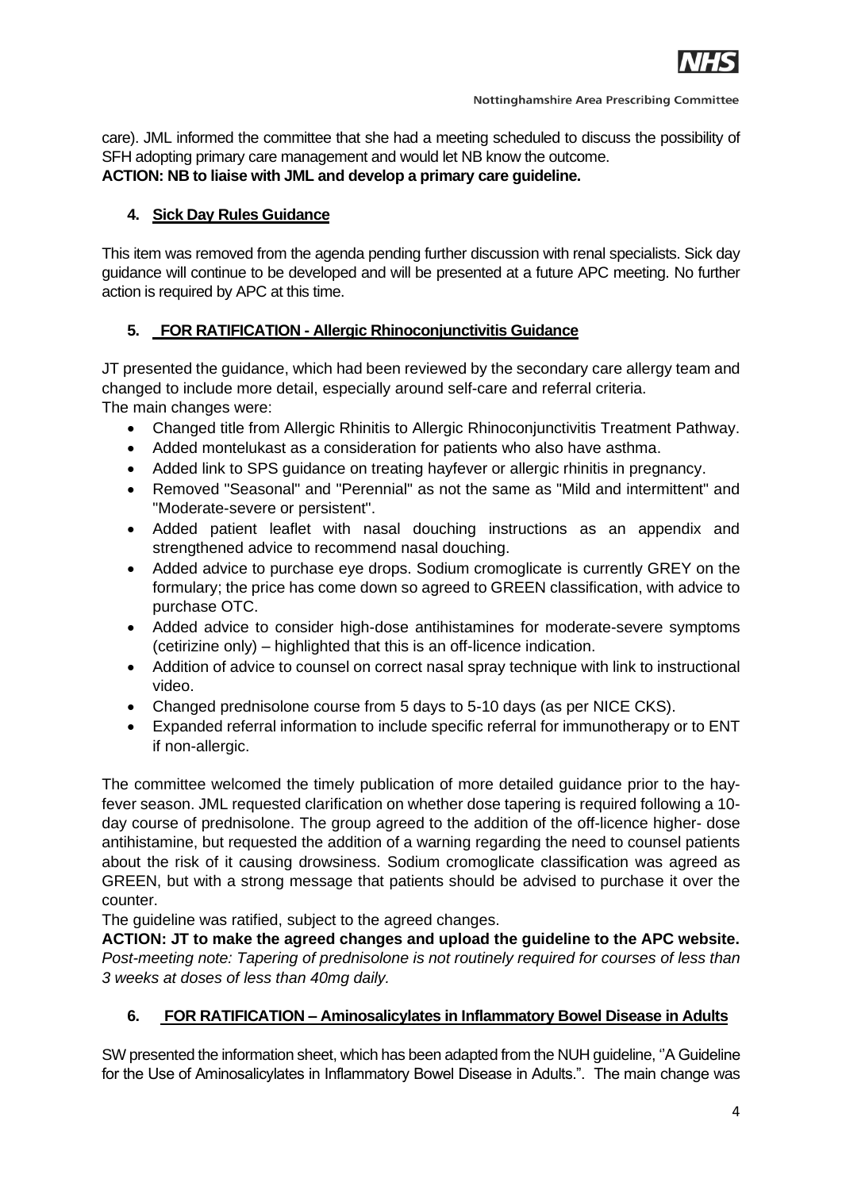care). JML informed the committee that she had a meeting scheduled to discuss the possibility of SFH adopting primary care management and would let NB know the outcome.
**ACTION: NB to liaise with JML and develop a primary care guideline.**

### 4. Sick Day Rules Guidance

This item was removed from the agenda pending further discussion with renal specialists. Sick day guidance will continue to be developed and will be presented at a future APC meeting. No further action is required by APC at this time.

### 5. FOR RATIFICATION - Allergic Rhinoconjunctivitis Guidance

JT presented the guidance, which had been reviewed by the secondary care allergy team and changed to include more detail, especially around self-care and referral criteria.
The main changes were:

- Changed title from Allergic Rhinitis to Allergic Rhinoconjunctivitis Treatment Pathway.
- Added montelukast as a consideration for patients who also have asthma.
- Added link to SPS guidance on treating hayfever or allergic rhinitis in pregnancy.
- Removed "Seasonal" and "Perennial" as not the same as "Mild and intermittent" and "Moderate-severe or persistent".
- Added patient leaflet with nasal douching instructions as an appendix and strengthened advice to recommend nasal douching.
- Added advice to purchase eye drops. Sodium cromoglicate is currently GREY on the formulary; the price has come down so agreed to GREEN classification, with advice to purchase OTC.
- Added advice to consider high-dose antihistamines for moderate-severe symptoms (cetirizine only) – highlighted that this is an off-licence indication.
- Addition of advice to counsel on correct nasal spray technique with link to instructional video.
- Changed prednisolone course from 5 days to 5-10 days (as per NICE CKS).
- Expanded referral information to include specific referral for immunotherapy or to ENT if non-allergic.

The committee welcomed the timely publication of more detailed guidance prior to the hay-fever season. JML requested clarification on whether dose tapering is required following a 10-day course of prednisolone. The group agreed to the addition of the off-licence higher- dose antihistamine, but requested the addition of a warning regarding the need to counsel patients about the risk of it causing drowsiness. Sodium cromoglicate classification was agreed as GREEN, but with a strong message that patients should be advised to purchase it over the counter.

The guideline was ratified, subject to the agreed changes.

**ACTION: JT to make the agreed changes and upload the guideline to the APC website.**
*Post-meeting note: Tapering of prednisolone is not routinely required for courses of less than 3 weeks at doses of less than 40mg daily.*

### 6. FOR RATIFICATION – Aminosalicylates in Inflammatory Bowel Disease in Adults

SW presented the information sheet, which has been adapted from the NUH guideline, ''A Guideline for the Use of Aminosalicylates in Inflammatory Bowel Disease in Adults.". The main change was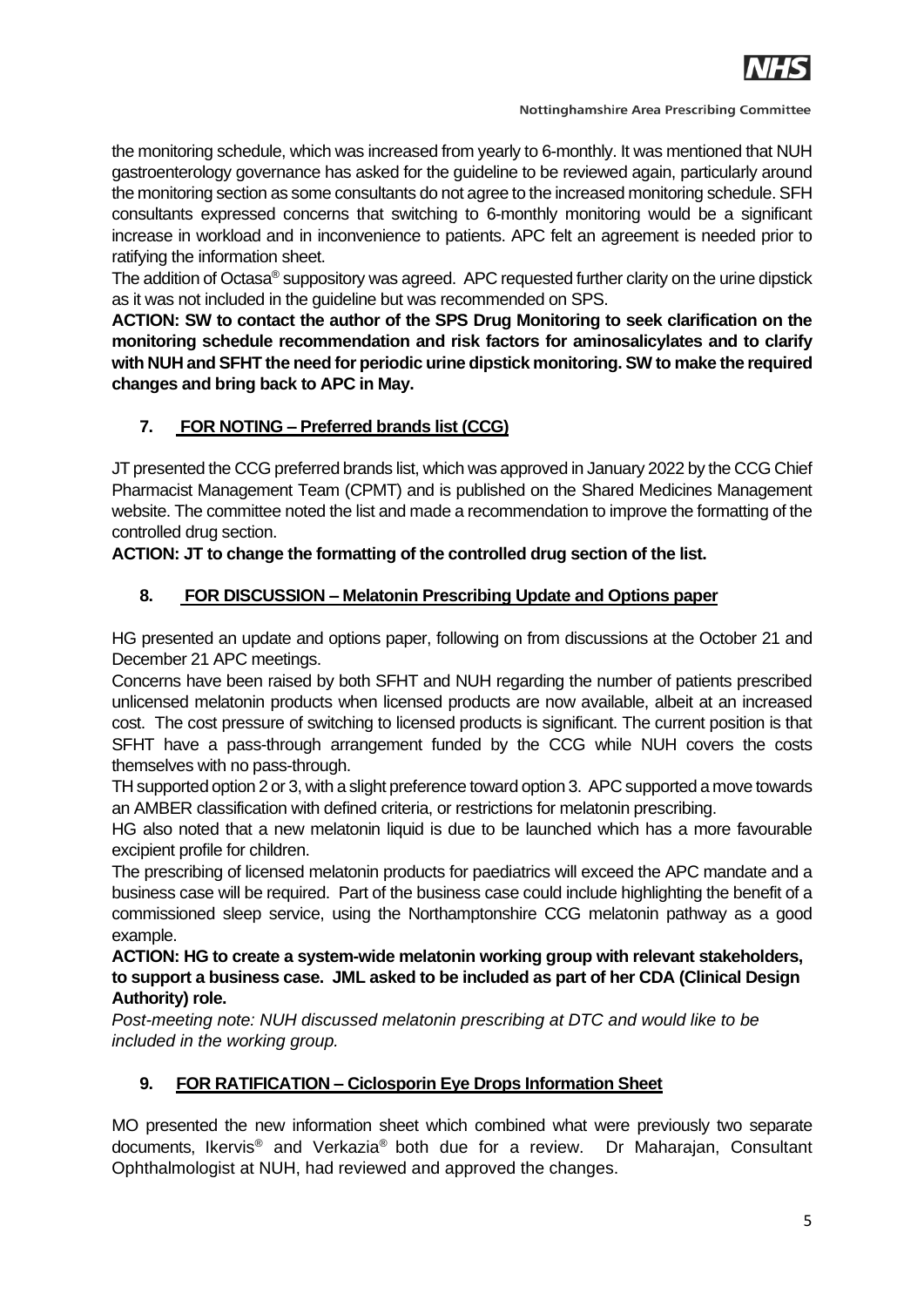the monitoring schedule, which was increased from yearly to 6-monthly. It was mentioned that NUH gastroenterology governance has asked for the guideline to be reviewed again, particularly around the monitoring section as some consultants do not agree to the increased monitoring schedule. SFH consultants expressed concerns that switching to 6-monthly monitoring would be a significant increase in workload and in inconvenience to patients. APC felt an agreement is needed prior to ratifying the information sheet.

The addition of Octasa® suppository was agreed. APC requested further clarity on the urine dipstick as it was not included in the guideline but was recommended on SPS.

**ACTION: SW to contact the author of the SPS Drug Monitoring to seek clarification on the monitoring schedule recommendation and risk factors for aminosalicylates and to clarify with NUH and SFHT the need for periodic urine dipstick monitoring. SW to make the required changes and bring back to APC in May.**

## 7. FOR NOTING – Preferred brands list (CCG)

JT presented the CCG preferred brands list, which was approved in January 2022 by the CCG Chief Pharmacist Management Team (CPMT) and is published on the Shared Medicines Management website. The committee noted the list and made a recommendation to improve the formatting of the controlled drug section.

**ACTION: JT to change the formatting of the controlled drug section of the list.**

## 8. FOR DISCUSSION – Melatonin Prescribing Update and Options paper

HG presented an update and options paper, following on from discussions at the October 21 and December 21 APC meetings.

Concerns have been raised by both SFHT and NUH regarding the number of patients prescribed unlicensed melatonin products when licensed products are now available, albeit at an increased cost. The cost pressure of switching to licensed products is significant. The current position is that SFHT have a pass-through arrangement funded by the CCG while NUH covers the costs themselves with no pass-through.

TH supported option 2 or 3, with a slight preference toward option 3. APC supported a move towards an AMBER classification with defined criteria, or restrictions for melatonin prescribing.

HG also noted that a new melatonin liquid is due to be launched which has a more favourable excipient profile for children.

The prescribing of licensed melatonin products for paediatrics will exceed the APC mandate and a business case will be required. Part of the business case could include highlighting the benefit of a commissioned sleep service, using the Northamptonshire CCG melatonin pathway as a good example.

**ACTION: HG to create a system-wide melatonin working group with relevant stakeholders, to support a business case. JML asked to be included as part of her CDA (Clinical Design Authority) role.**

*Post-meeting note: NUH discussed melatonin prescribing at DTC and would like to be included in the working group.*

## 9. FOR RATIFICATION – Ciclosporin Eye Drops Information Sheet

MO presented the new information sheet which combined what were previously two separate documents, Ikervis® and Verkazia® both due for a review. Dr Maharajan, Consultant Ophthalmologist at NUH, had reviewed and approved the changes.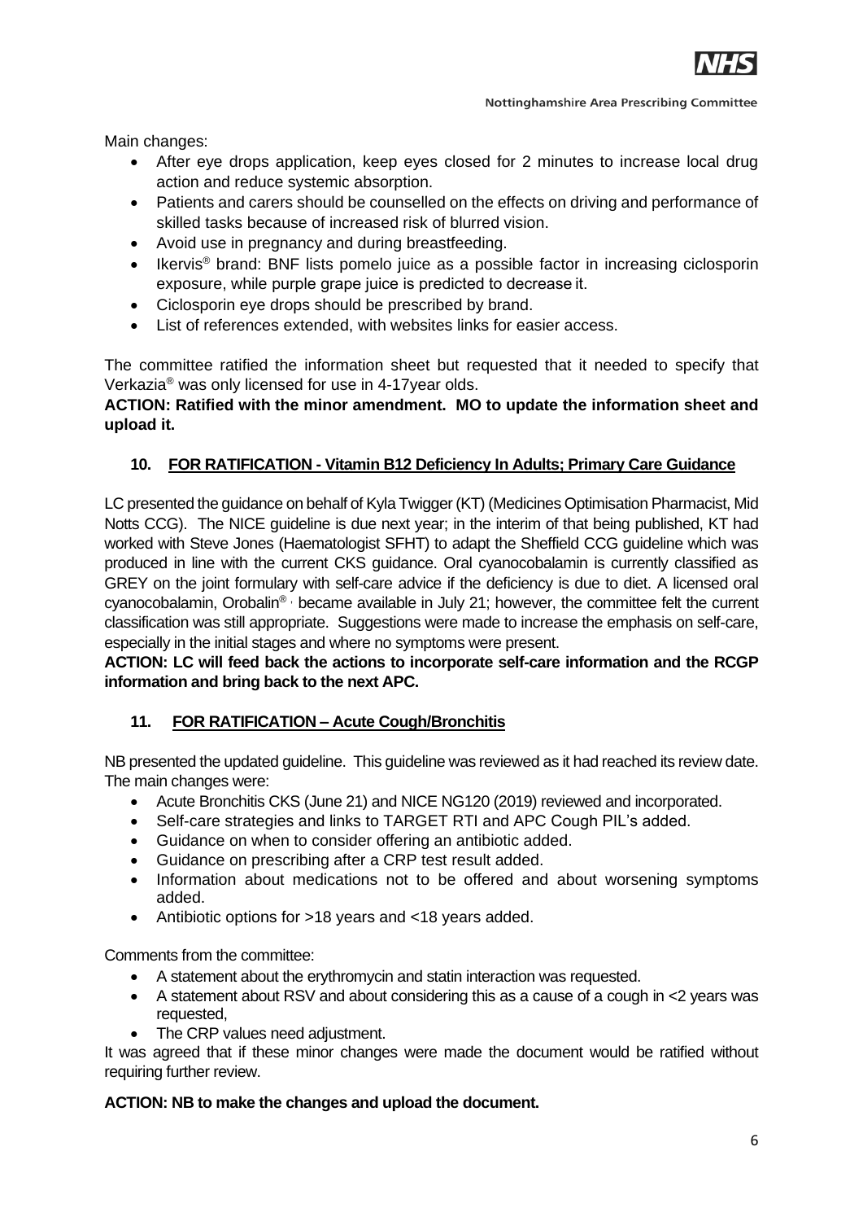Main changes:

- After eye drops application, keep eyes closed for 2 minutes to increase local drug action and reduce systemic absorption.
- Patients and carers should be counselled on the effects on driving and performance of skilled tasks because of increased risk of blurred vision.
- Avoid use in pregnancy and during breastfeeding.
- Ikervis® brand: BNF lists pomelo juice as a possible factor in increasing ciclosporin exposure, while purple grape juice is predicted to decrease it.
- Ciclosporin eye drops should be prescribed by brand.
- List of references extended, with websites links for easier access.

The committee ratified the information sheet but requested that it needed to specify that Verkazia® was only licensed for use in 4-17year olds.

**ACTION: Ratified with the minor amendment. MO to update the information sheet and upload it.**

## 10. FOR RATIFICATION - Vitamin B12 Deficiency In Adults; Primary Care Guidance

LC presented the guidance on behalf of Kyla Twigger (KT) (Medicines Optimisation Pharmacist, Mid Notts CCG). The NICE guideline is due next year; in the interim of that being published, KT had worked with Steve Jones (Haematologist SFHT) to adapt the Sheffield CCG guideline which was produced in line with the current CKS guidance. Oral cyanocobalamin is currently classified as GREY on the joint formulary with self-care advice if the deficiency is due to diet. A licensed oral cyanocobalamin, Orobalin® , became available in July 21; however, the committee felt the current classification was still appropriate. Suggestions were made to increase the emphasis on self-care, especially in the initial stages and where no symptoms were present.

**ACTION: LC will feed back the actions to incorporate self-care information and the RCGP information and bring back to the next APC.**

## 11. FOR RATIFICATION – Acute Cough/Bronchitis

NB presented the updated guideline. This guideline was reviewed as it had reached its review date. The main changes were:

- Acute Bronchitis CKS (June 21) and NICE NG120 (2019) reviewed and incorporated.
- Self-care strategies and links to TARGET RTI and APC Cough PIL's added.
- Guidance on when to consider offering an antibiotic added.
- Guidance on prescribing after a CRP test result added.
- Information about medications not to be offered and about worsening symptoms added.
- Antibiotic options for >18 years and <18 years added.

Comments from the committee:

- A statement about the erythromycin and statin interaction was requested.
- A statement about RSV and about considering this as a cause of a cough in <2 years was requested,
- The CRP values need adjustment.

It was agreed that if these minor changes were made the document would be ratified without requiring further review.

**ACTION: NB to make the changes and upload the document.**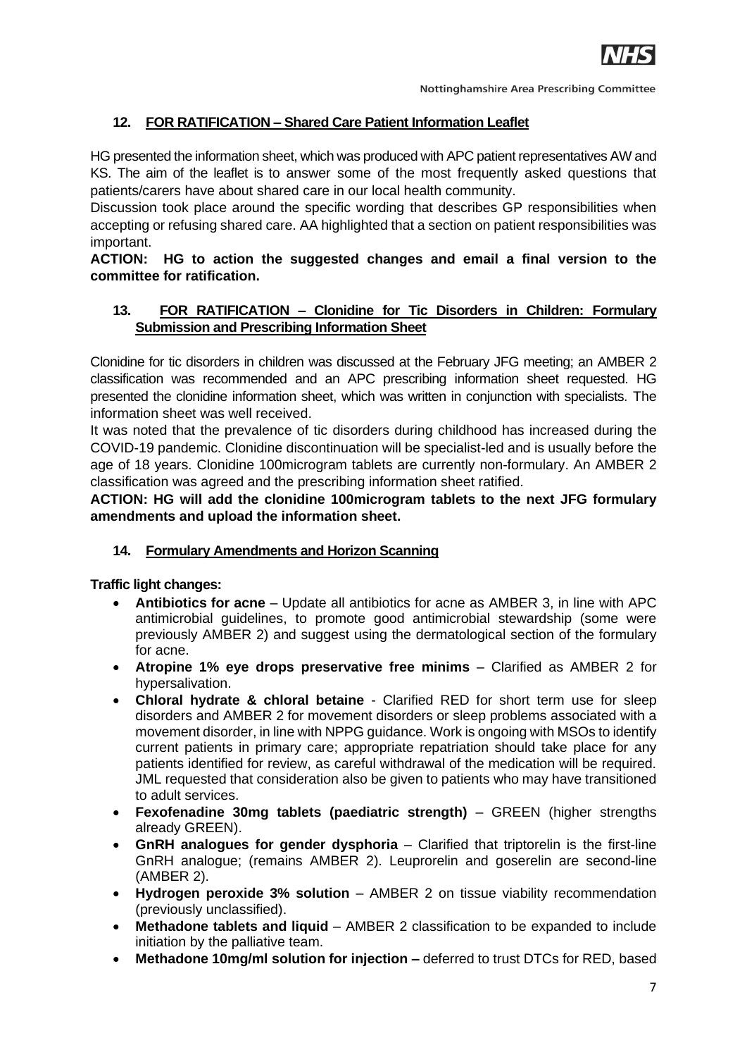## 12. FOR RATIFICATION – Shared Care Patient Information Leaflet

HG presented the information sheet, which was produced with APC patient representatives AW and KS. The aim of the leaflet is to answer some of the most frequently asked questions that patients/carers have about shared care in our local health community.

Discussion took place around the specific wording that describes GP responsibilities when accepting or refusing shared care. AA highlighted that a section on patient responsibilities was important.

**ACTION: HG to action the suggested changes and email a final version to the committee for ratification.**

## 13. FOR RATIFICATION – Clonidine for Tic Disorders in Children: Formulary Submission and Prescribing Information Sheet

Clonidine for tic disorders in children was discussed at the February JFG meeting; an AMBER 2 classification was recommended and an APC prescribing information sheet requested. HG presented the clonidine information sheet, which was written in conjunction with specialists. The information sheet was well received.

It was noted that the prevalence of tic disorders during childhood has increased during the COVID-19 pandemic. Clonidine discontinuation will be specialist-led and is usually before the age of 18 years. Clonidine 100microgram tablets are currently non-formulary. An AMBER 2 classification was agreed and the prescribing information sheet ratified.

**ACTION: HG will add the clonidine 100microgram tablets to the next JFG formulary amendments and upload the information sheet.**

## 14. Formulary Amendments and Horizon Scanning

**Traffic light changes:**

- **Antibiotics for acne** – Update all antibiotics for acne as AMBER 3, in line with APC antimicrobial guidelines, to promote good antimicrobial stewardship (some were previously AMBER 2) and suggest using the dermatological section of the formulary for acne.
- **Atropine 1% eye drops preservative free minims** – Clarified as AMBER 2 for hypersalivation.
- **Chloral hydrate & chloral betaine** - Clarified RED for short term use for sleep disorders and AMBER 2 for movement disorders or sleep problems associated with a movement disorder, in line with NPPG guidance. Work is ongoing with MSOs to identify current patients in primary care; appropriate repatriation should take place for any patients identified for review, as careful withdrawal of the medication will be required. JML requested that consideration also be given to patients who may have transitioned to adult services.
- **Fexofenadine 30mg tablets (paediatric strength)** – GREEN (higher strengths already GREEN).
- **GnRH analogues for gender dysphoria** – Clarified that triptorelin is the first-line GnRH analogue; (remains AMBER 2). Leuprorelin and goserelin are second-line (AMBER 2).
- **Hydrogen peroxide 3% solution** – AMBER 2 on tissue viability recommendation (previously unclassified).
- **Methadone tablets and liquid** – AMBER 2 classification to be expanded to include initiation by the palliative team.
- **Methadone 10mg/ml solution for injection –** deferred to trust DTCs for RED, based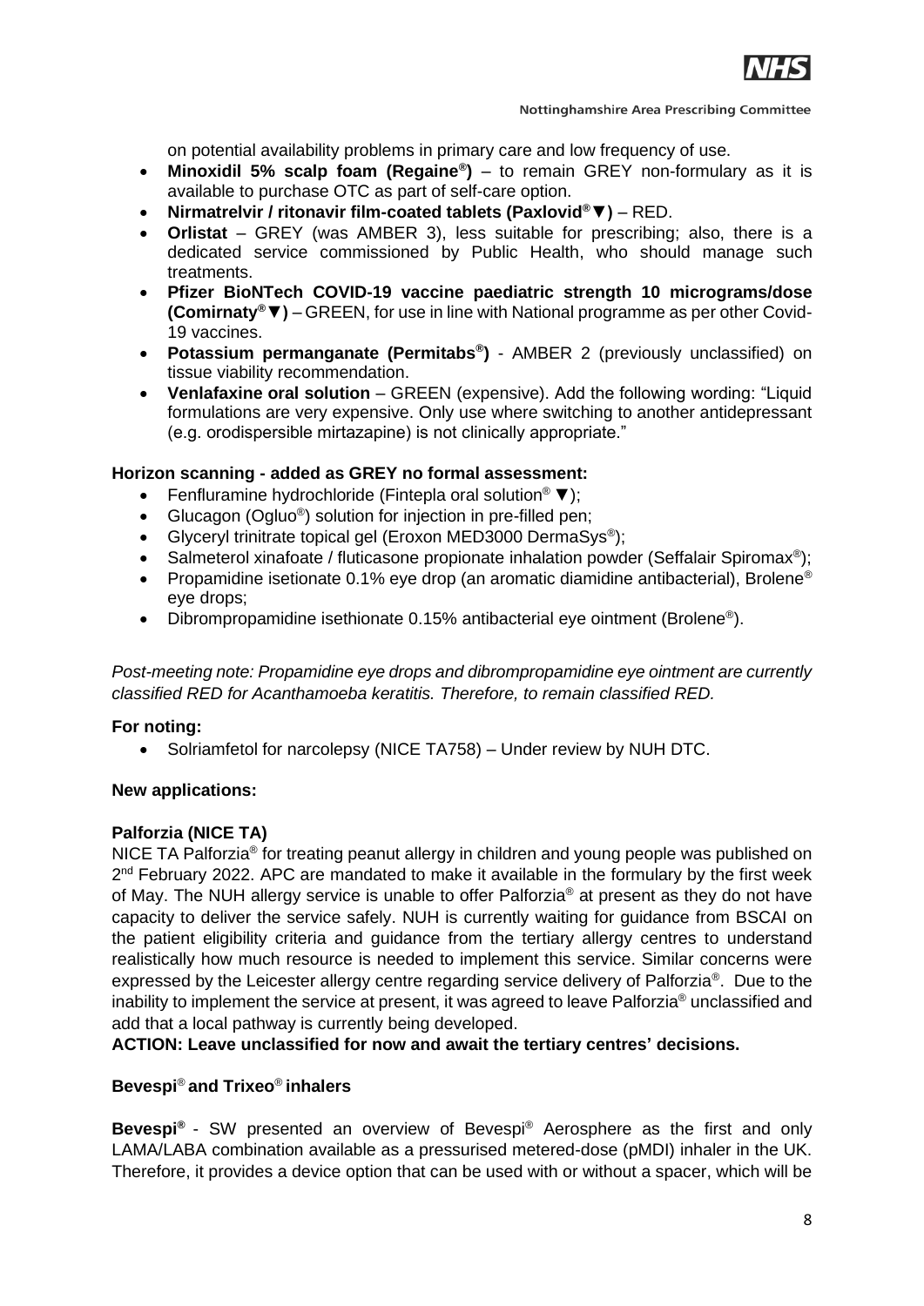on potential availability problems in primary care and low frequency of use.

- **Minoxidil 5% scalp foam (Regaine®)** – to remain GREY non-formulary as it is available to purchase OTC as part of self-care option.
- **Nirmatrelvir / ritonavir film-coated tablets (Paxlovid®▼)** – RED.
- **Orlistat** – GREY (was AMBER 3), less suitable for prescribing; also, there is a dedicated service commissioned by Public Health, who should manage such treatments.
- **Pfizer BioNTech COVID-19 vaccine paediatric strength 10 micrograms/dose (Comirnaty®▼)** – GREEN, for use in line with National programme as per other Covid-19 vaccines.
- **Potassium permanganate (Permitabs®)** - AMBER 2 (previously unclassified) on tissue viability recommendation.
- **Venlafaxine oral solution** – GREEN (expensive). Add the following wording: "Liquid formulations are very expensive. Only use where switching to another antidepressant (e.g. orodispersible mirtazapine) is not clinically appropriate."

**Horizon scanning - added as GREY no formal assessment:**

- Fenfluramine hydrochloride (Fintepla oral solution® ▼);
- Glucagon (Ogluo®) solution for injection in pre-filled pen;
- Glyceryl trinitrate topical gel (Eroxon MED3000 DermaSys®);
- Salmeterol xinafoate / fluticasone propionate inhalation powder (Seffalair Spiromax®);
- Propamidine isetionate 0.1% eye drop (an aromatic diamidine antibacterial), Brolene® eye drops;
- Dibrompropamidine isethionate 0.15% antibacterial eye ointment (Brolene®).

*Post-meeting note: Propamidine eye drops and dibrompropamidine eye ointment are currently classified RED for Acanthamoeba keratitis. Therefore, to remain classified RED.*

**For noting:**

- Solriamfetol for narcolepsy (NICE TA758) – Under review by NUH DTC.

**New applications:**

**Palforzia (NICE TA)**

NICE TA Palforzia® for treating peanut allergy in children and young people was published on 2nd February 2022. APC are mandated to make it available in the formulary by the first week of May. The NUH allergy service is unable to offer Palforzia® at present as they do not have capacity to deliver the service safely. NUH is currently waiting for guidance from BSCAI on the patient eligibility criteria and guidance from the tertiary allergy centres to understand realistically how much resource is needed to implement this service. Similar concerns were expressed by the Leicester allergy centre regarding service delivery of Palforzia®. Due to the inability to implement the service at present, it was agreed to leave Palforzia® unclassified and add that a local pathway is currently being developed.

**ACTION: Leave unclassified for now and await the tertiary centres' decisions.**

**Bevespi® and Trixeo® inhalers**

**Bevespi®** - SW presented an overview of Bevespi® Aerosphere as the first and only LAMA/LABA combination available as a pressurised metered-dose (pMDI) inhaler in the UK. Therefore, it provides a device option that can be used with or without a spacer, which will be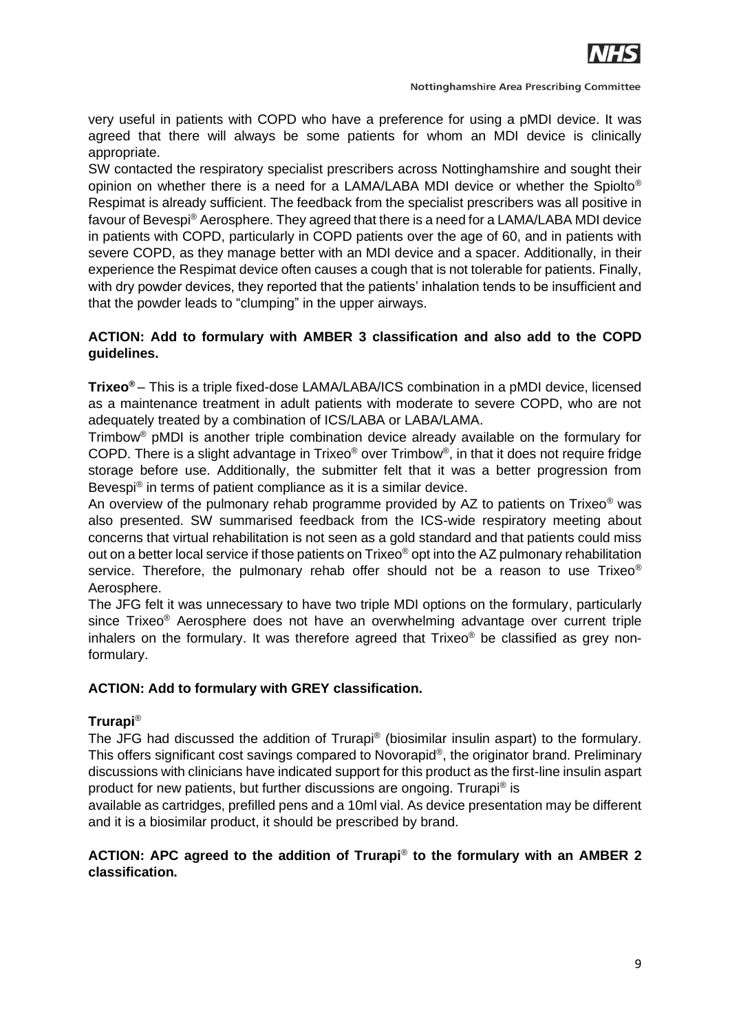very useful in patients with COPD who have a preference for using a pMDI device. It was agreed that there will always be some patients for whom an MDI device is clinically appropriate.

SW contacted the respiratory specialist prescribers across Nottinghamshire and sought their opinion on whether there is a need for a LAMA/LABA MDI device or whether the Spiolto® Respimat is already sufficient. The feedback from the specialist prescribers was all positive in favour of Bevespi® Aerosphere. They agreed that there is a need for a LAMA/LABA MDI device in patients with COPD, particularly in COPD patients over the age of 60, and in patients with severe COPD, as they manage better with an MDI device and a spacer. Additionally, in their experience the Respimat device often causes a cough that is not tolerable for patients. Finally, with dry powder devices, they reported that the patients' inhalation tends to be insufficient and that the powder leads to "clumping" in the upper airways.

**ACTION: Add to formulary with AMBER 3 classification and also add to the COPD guidelines.**

**Trixeo®** – This is a triple fixed-dose LAMA/LABA/ICS combination in a pMDI device, licensed as a maintenance treatment in adult patients with moderate to severe COPD, who are not adequately treated by a combination of ICS/LABA or LABA/LAMA.

Trimbow® pMDI is another triple combination device already available on the formulary for COPD. There is a slight advantage in Trixeo® over Trimbow®, in that it does not require fridge storage before use. Additionally, the submitter felt that it was a better progression from Bevespi® in terms of patient compliance as it is a similar device.

An overview of the pulmonary rehab programme provided by AZ to patients on Trixeo® was also presented. SW summarised feedback from the ICS-wide respiratory meeting about concerns that virtual rehabilitation is not seen as a gold standard and that patients could miss out on a better local service if those patients on Trixeo® opt into the AZ pulmonary rehabilitation service. Therefore, the pulmonary rehab offer should not be a reason to use Trixeo® Aerosphere.

The JFG felt it was unnecessary to have two triple MDI options on the formulary, particularly since Trixeo® Aerosphere does not have an overwhelming advantage over current triple inhalers on the formulary. It was therefore agreed that Trixeo® be classified as grey non-formulary.

**ACTION: Add to formulary with GREY classification.**

**Trurapi®**

The JFG had discussed the addition of Trurapi® (biosimilar insulin aspart) to the formulary. This offers significant cost savings compared to Novorapid®, the originator brand. Preliminary discussions with clinicians have indicated support for this product as the first-line insulin aspart product for new patients, but further discussions are ongoing. Trurapi® is available as cartridges, prefilled pens and a 10ml vial. As device presentation may be different and it is a biosimilar product, it should be prescribed by brand.

**ACTION: APC agreed to the addition of Trurapi® to the formulary with an AMBER 2 classification.**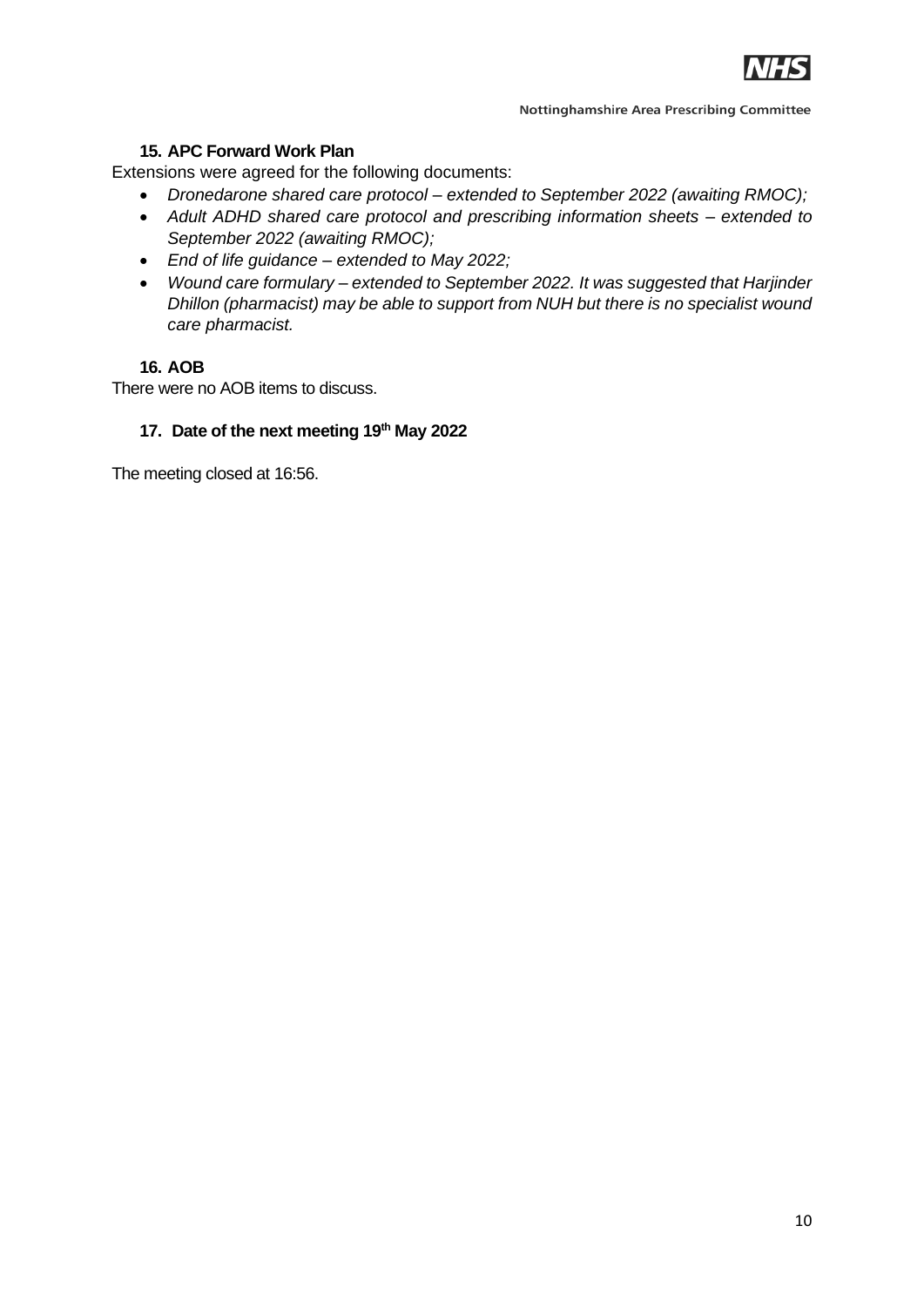### 15. APC Forward Work Plan

Extensions were agreed for the following documents:

- *Dronedarone shared care protocol – extended to September 2022 (awaiting RMOC);*
- *Adult ADHD shared care protocol and prescribing information sheets – extended to September 2022 (awaiting RMOC);*
- *End of life guidance – extended to May 2022;*
- *Wound care formulary – extended to September 2022. It was suggested that Harjinder Dhillon (pharmacist) may be able to support from NUH but there is no specialist wound care pharmacist.*

### 16. AOB

There were no AOB items to discuss.

### 17. Date of the next meeting 19th May 2022

The meeting closed at 16:56.